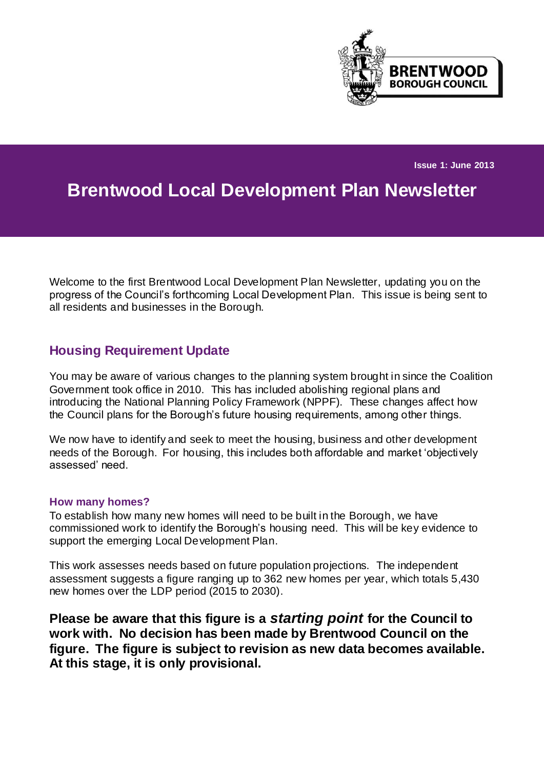BRENTWOOD BOROUGH COUNCIL

Issue 1: June 2013

# Brentwood Local Development Plan Newsletter

Welcome to the first Brentwood Local Development Plan Newsletter, updating you on the progress of the Council's forthcoming Local Development Plan. This issue is being sent to all residents and businesses in the Borough.

## Housing Requirement Update

You may be aware of various changes to the planning system brought in since the Coalition Government took office in 2010. This has included abolishing regional plans and introducing the National Planning Policy Framework (NPPF). These changes affect how the Council plans for the Borough's future housing requirements, among other things.

We now have to identify and seek to meet the housing, business and other development needs of the Borough. For housing, this includes both affordable and market 'objectively assessed' need.

### How many homes?

To establish how many new homes will need to be built in the Borough, we have commissioned work to identify the Borough's housing need. This will be key evidence to support the emerging Local Development Plan.

This work assesses needs based on future population projections. The independent assessment suggests a figure ranging up to 362 new homes per year, which totals 5,430 new homes over the LDP period (2015 to 2030).

**Please be aware that this figure is a *starting point* for the Council to work with. No decision has been made by Brentwood Council on the figure. The figure is subject to revision as new data becomes available. At this stage, it is only provisional.**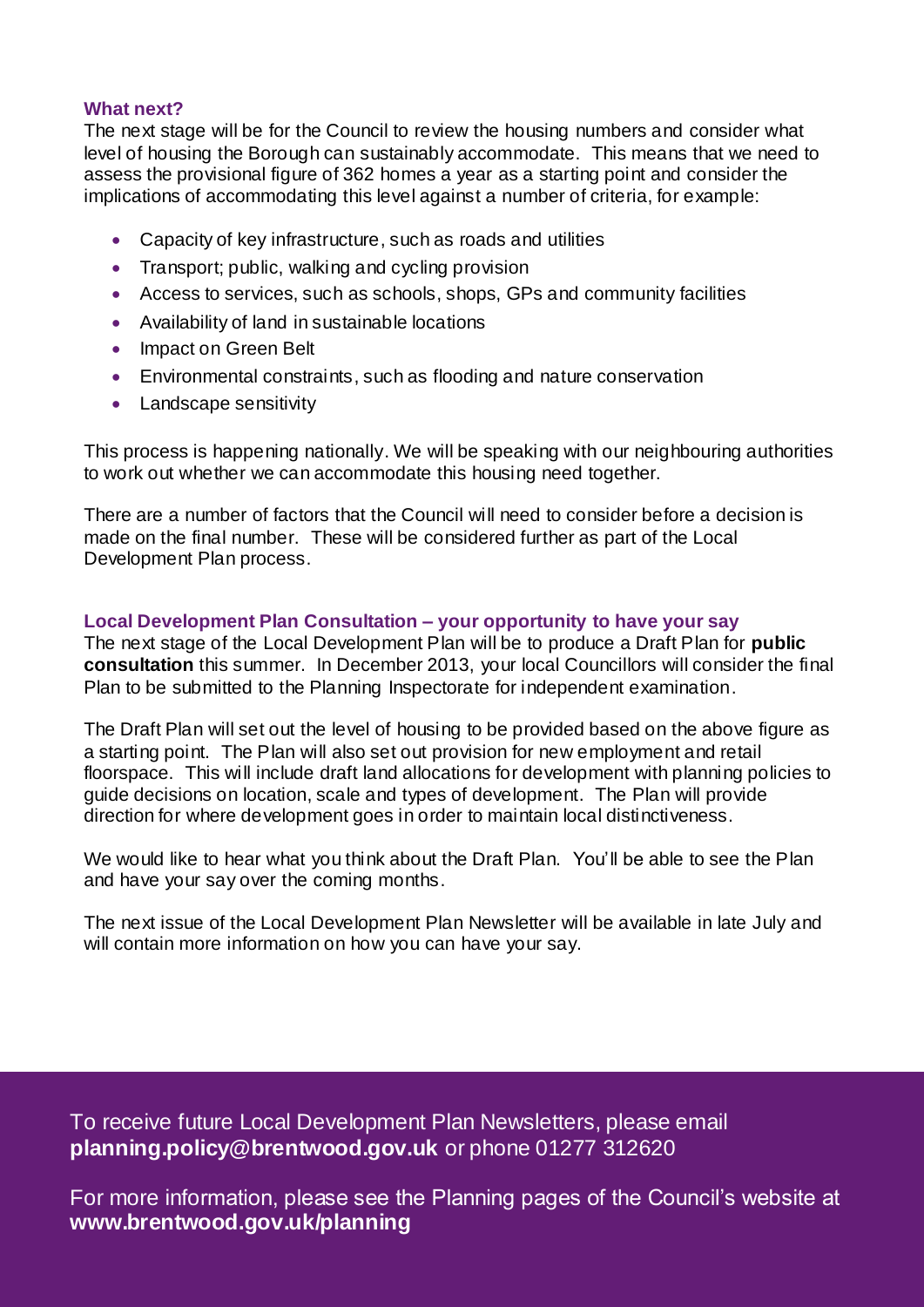### What next?

The next stage will be for the Council to review the housing numbers and consider what level of housing the Borough can sustainably accommodate. This means that we need to assess the provisional figure of 362 homes a year as a starting point and consider the implications of accommodating this level against a number of criteria, for example:

- Capacity of key infrastructure, such as roads and utilities
- Transport; public, walking and cycling provision
- Access to services, such as schools, shops, GPs and community facilities
- Availability of land in sustainable locations
- Impact on Green Belt
- Environmental constraints, such as flooding and nature conservation
- Landscape sensitivity

This process is happening nationally. We will be speaking with our neighbouring authorities to work out whether we can accommodate this housing need together.

There are a number of factors that the Council will need to consider before a decision is made on the final number. These will be considered further as part of the Local Development Plan process.

### Local Development Plan Consultation – your opportunity to have your say

The next stage of the Local Development Plan will be to produce a Draft Plan for **public consultation** this summer. In December 2013, your local Councillors will consider the final Plan to be submitted to the Planning Inspectorate for independent examination.

The Draft Plan will set out the level of housing to be provided based on the above figure as a starting point. The Plan will also set out provision for new employment and retail floorspace. This will include draft land allocations for development with planning policies to guide decisions on location, scale and types of development. The Plan will provide direction for where development goes in order to maintain local distinctiveness.

We would like to hear what you think about the Draft Plan. You'll be able to see the Plan and have your say over the coming months.

The next issue of the Local Development Plan Newsletter will be available in late July and will contain more information on how you can have your say.

To receive future Local Development Plan Newsletters, please email **planning.policy@brentwood.gov.uk** or phone 01277 312620

For more information, please see the Planning pages of the Council's website at **www.brentwood.gov.uk/planning**